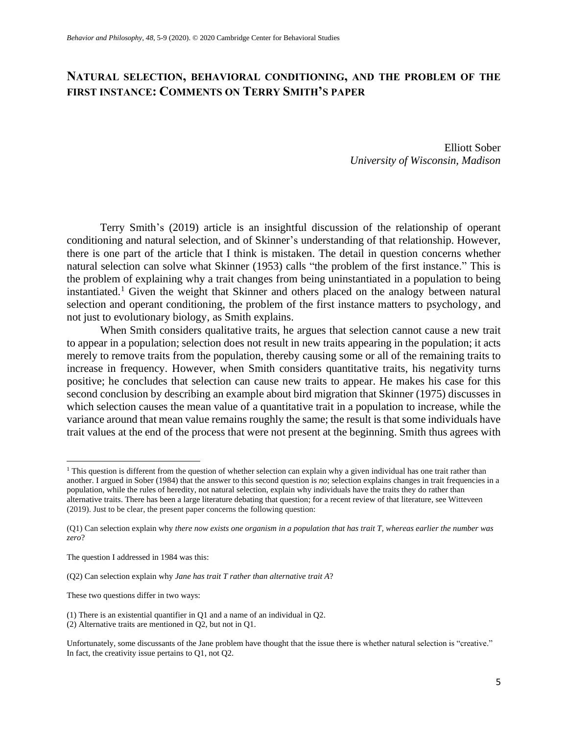# Natural selection, behavioral conditioning, and the problem of the first instance: Comments on Terry Smith's paper

Elliott Sober
*University of Wisconsin, Madison*

Terry Smith's (2019) article is an insightful discussion of the relationship of operant conditioning and natural selection, and of Skinner's understanding of that relationship. However, there is one part of the article that I think is mistaken. The detail in question concerns whether natural selection can solve what Skinner (1953) calls "the problem of the first instance." This is the problem of explaining why a trait changes from being uninstantiated in a population to being instantiated.[1] Given the weight that Skinner and others placed on the analogy between natural selection and operant conditioning, the problem of the first instance matters to psychology, and not just to evolutionary biology, as Smith explains.

When Smith considers qualitative traits, he argues that selection cannot cause a new trait to appear in a population; selection does not result in new traits appearing in the population; it acts merely to remove traits from the population, thereby causing some or all of the remaining traits to increase in frequency. However, when Smith considers quantitative traits, his negativity turns positive; he concludes that selection can cause new traits to appear. He makes his case for this second conclusion by describing an example about bird migration that Skinner (1975) discusses in which selection causes the mean value of a quantitative trait in a population to increase, while the variance around that mean value remains roughly the same; the result is that some individuals have trait values at the end of the process that were not present at the beginning. Smith thus agrees with

---

[1] This question is different from the question of whether selection can explain why a given individual has one trait rather than another. I argued in Sober (1984) that the answer to this second question is *no*; selection explains changes in trait frequencies in a population, while the rules of heredity, not natural selection, explain why individuals have the traits they do rather than alternative traits. There has been a large literature debating that question; for a recent review of that literature, see Witteveen (2019). Just to be clear, the present paper concerns the following question:

(Q1) Can selection explain why *there now exists one organism in a population that has trait T, whereas earlier the number was zero*?

The question I addressed in 1984 was this:

(Q2) Can selection explain why *Jane has trait T rather than alternative trait A*?

These two questions differ in two ways:

(1) There is an existential quantifier in Q1 and a name of an individual in Q2.
(2) Alternative traits are mentioned in Q2, but not in Q1.

Unfortunately, some discussants of the Jane problem have thought that the issue there is whether natural selection is "creative." In fact, the creativity issue pertains to Q1, not Q2.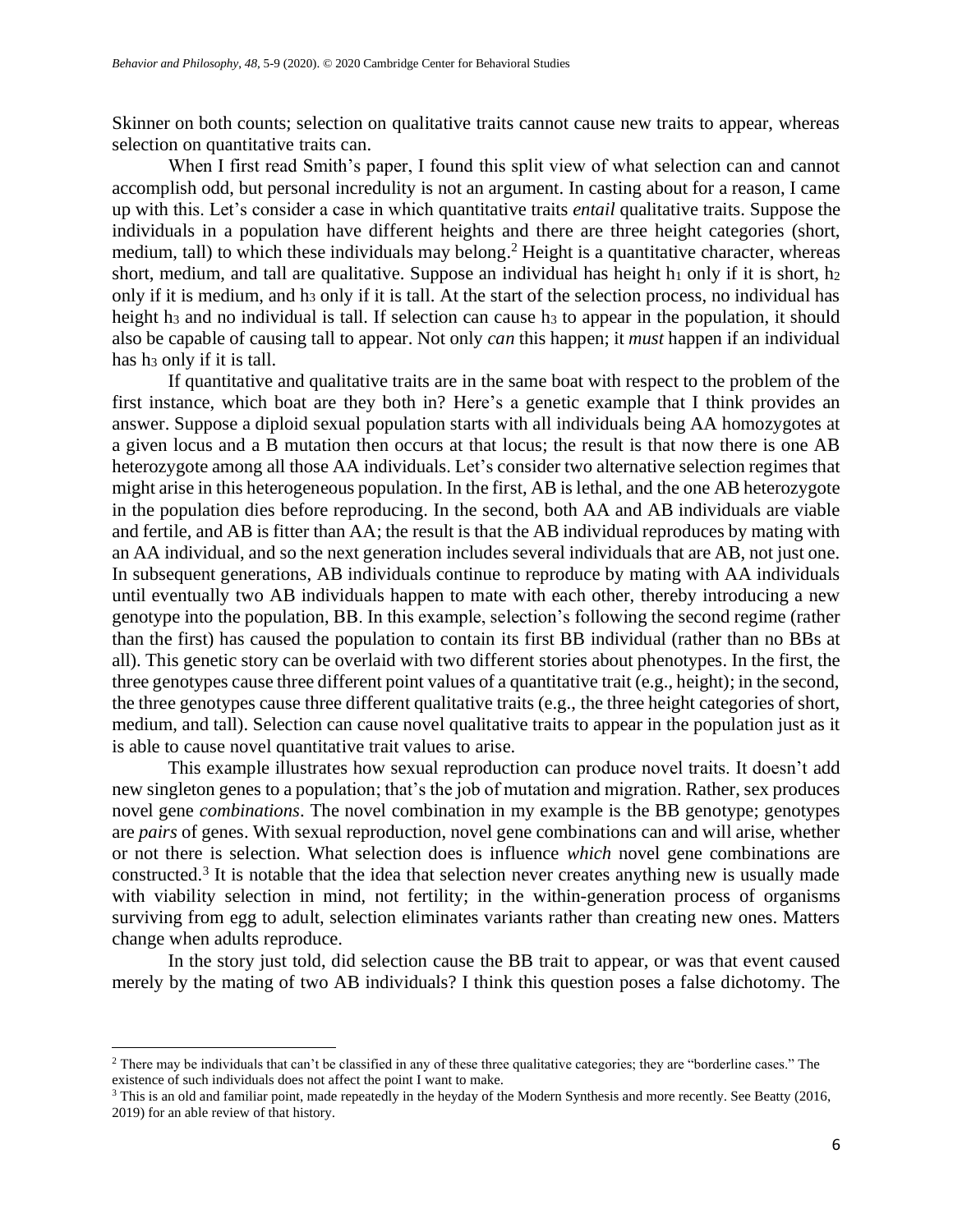Skinner on both counts; selection on qualitative traits cannot cause new traits to appear, whereas selection on quantitative traits can.

When I first read Smith's paper, I found this split view of what selection can and cannot accomplish odd, but personal incredulity is not an argument. In casting about for a reason, I came up with this. Let's consider a case in which quantitative traits *entail* qualitative traits. Suppose the individuals in a population have different heights and there are three height categories (short, medium, tall) to which these individuals may belong.[2] Height is a quantitative character, whereas short, medium, and tall are qualitative. Suppose an individual has height $h_1$ only if it is short, $h_2$ only if it is medium, and $h_3$ only if it is tall. At the start of the selection process, no individual has height $h_3$ and no individual is tall. If selection can cause $h_3$ to appear in the population, it should also be capable of causing tall to appear. Not only *can* this happen; it *must* happen if an individual has $h_3$ only if it is tall.

If quantitative and qualitative traits are in the same boat with respect to the problem of the first instance, which boat are they both in? Here's a genetic example that I think provides an answer. Suppose a diploid sexual population starts with all individuals being AA homozygotes at a given locus and a B mutation then occurs at that locus; the result is that now there is one AB heterozygote among all those AA individuals. Let's consider two alternative selection regimes that might arise in this heterogeneous population. In the first, AB is lethal, and the one AB heterozygote in the population dies before reproducing. In the second, both AA and AB individuals are viable and fertile, and AB is fitter than AA; the result is that the AB individual reproduces by mating with an AA individual, and so the next generation includes several individuals that are AB, not just one. In subsequent generations, AB individuals continue to reproduce by mating with AA individuals until eventually two AB individuals happen to mate with each other, thereby introducing a new genotype into the population, BB. In this example, selection's following the second regime (rather than the first) has caused the population to contain its first BB individual (rather than no BBs at all). This genetic story can be overlaid with two different stories about phenotypes. In the first, the three genotypes cause three different point values of a quantitative trait (e.g., height); in the second, the three genotypes cause three different qualitative traits (e.g., the three height categories of short, medium, and tall). Selection can cause novel qualitative traits to appear in the population just as it is able to cause novel quantitative trait values to arise.

This example illustrates how sexual reproduction can produce novel traits. It doesn't add new singleton genes to a population; that's the job of mutation and migration. Rather, sex produces novel gene *combinations*. The novel combination in my example is the BB genotype; genotypes are *pairs* of genes. With sexual reproduction, novel gene combinations can and will arise, whether or not there is selection. What selection does is influence *which* novel gene combinations are constructed.[3] It is notable that the idea that selection never creates anything new is usually made with viability selection in mind, not fertility; in the within-generation process of organisms surviving from egg to adult, selection eliminates variants rather than creating new ones. Matters change when adults reproduce.

In the story just told, did selection cause the BB trait to appear, or was that event caused merely by the mating of two AB individuals? I think this question poses a false dichotomy. The

---

[2] There may be individuals that can't be classified in any of these three qualitative categories; they are "borderline cases." The existence of such individuals does not affect the point I want to make.

[3] This is an old and familiar point, made repeatedly in the heyday of the Modern Synthesis and more recently. See Beatty (2016, 2019) for an able review of that history.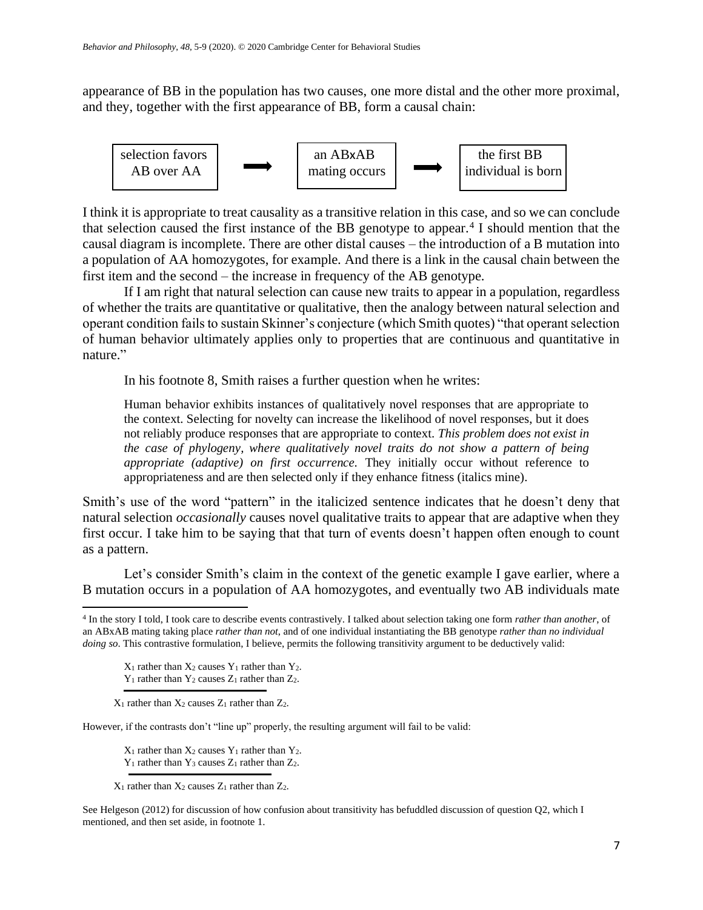appearance of BB in the population has two causes, one more distal and the other more proximal, and they, together with the first appearance of BB, form a causal chain:

selection favors AB over AA ➡ an ABxAB mating occurs ➡ the first BB individual is born

I think it is appropriate to treat causality as a transitive relation in this case, and so we can conclude that selection caused the first instance of the BB genotype to appear.[4] I should mention that the causal diagram is incomplete. There are other distal causes – the introduction of a B mutation into a population of AA homozygotes, for example. And there is a link in the causal chain between the first item and the second – the increase in frequency of the AB genotype.

If I am right that natural selection can cause new traits to appear in a population, regardless of whether the traits are quantitative or qualitative, then the analogy between natural selection and operant condition fails to sustain Skinner's conjecture (which Smith quotes) "that operant selection of human behavior ultimately applies only to properties that are continuous and quantitative in nature."

In his footnote 8, Smith raises a further question when he writes:

> Human behavior exhibits instances of qualitatively novel responses that are appropriate to the context. Selecting for novelty can increase the likelihood of novel responses, but it does not reliably produce responses that are appropriate to context. *This problem does not exist in the case of phylogeny, where qualitatively novel traits do not show a pattern of being appropriate (adaptive) on first occurrence.* They initially occur without reference to appropriateness and are then selected only if they enhance fitness (italics mine).

Smith's use of the word "pattern" in the italicized sentence indicates that he doesn't deny that natural selection *occasionally* causes novel qualitative traits to appear that are adaptive when they first occur. I take him to be saying that that turn of events doesn't happen often enough to count as a pattern.

Let's consider Smith's claim in the context of the genetic example I gave earlier, where a B mutation occurs in a population of AA homozygotes, and eventually two AB individuals mate

---

[4] In the story I told, I took care to describe events contrastively. I talked about selection taking one form *rather than another*, of an ABxAB mating taking place *rather than not*, and of one individual instantiating the BB genotype *rather than no individual doing so*. This contrastive formulation, I believe, permits the following transitivity argument to be deductively valid:

$X_1$ rather than $X_2$ causes $Y_1$ rather than $Y_2$.
$Y_1$ rather than $Y_2$ causes $Z_1$ rather than $Z_2$.

---

$X_1$ rather than $X_2$ causes $Z_1$ rather than $Z_2$.

However, if the contrasts don't "line up" properly, the resulting argument will fail to be valid:

$X_1$ rather than $X_2$ causes $Y_1$ rather than $Y_2$.
$Y_1$ rather than $Y_3$ causes $Z_1$ rather than $Z_2$.

---

$X_1$ rather than $X_2$ causes $Z_1$ rather than $Z_2$.

See Helgeson (2012) for discussion of how confusion about transitivity has befuddled discussion of question Q2, which I mentioned, and then set aside, in footnote 1.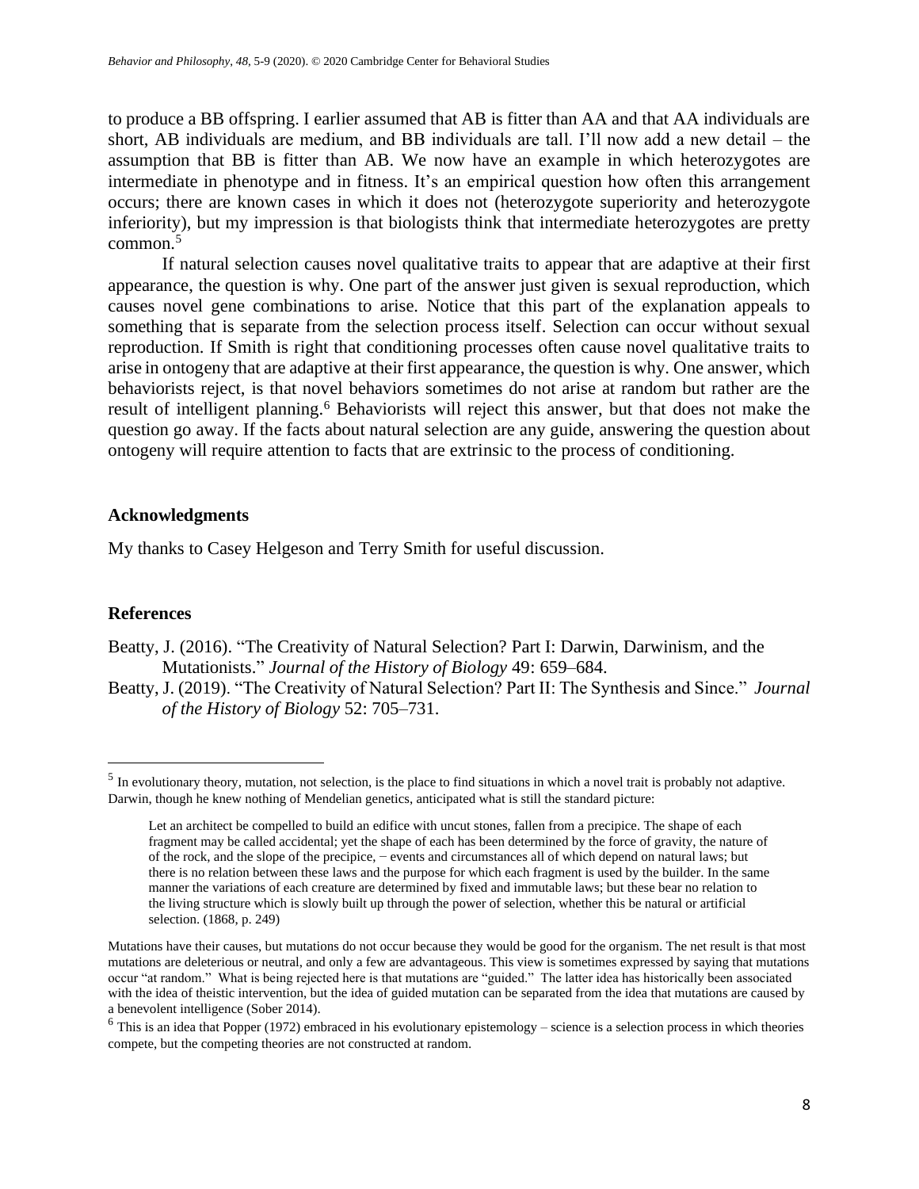to produce a BB offspring. I earlier assumed that AB is fitter than AA and that AA individuals are short, AB individuals are medium, and BB individuals are tall. I'll now add a new detail – the assumption that BB is fitter than AB. We now have an example in which heterozygotes are intermediate in phenotype and in fitness. It's an empirical question how often this arrangement occurs; there are known cases in which it does not (heterozygote superiority and heterozygote inferiority), but my impression is that biologists think that intermediate heterozygotes are pretty common.[5]

If natural selection causes novel qualitative traits to appear that are adaptive at their first appearance, the question is why. One part of the answer just given is sexual reproduction, which causes novel gene combinations to arise. Notice that this part of the explanation appeals to something that is separate from the selection process itself. Selection can occur without sexual reproduction. If Smith is right that conditioning processes often cause novel qualitative traits to arise in ontogeny that are adaptive at their first appearance, the question is why. One answer, which behaviorists reject, is that novel behaviors sometimes do not arise at random but rather are the result of intelligent planning.[6] Behaviorists will reject this answer, but that does not make the question go away. If the facts about natural selection are any guide, answering the question about ontogeny will require attention to facts that are extrinsic to the process of conditioning.

## Acknowledgments

My thanks to Casey Helgeson and Terry Smith for useful discussion.

## References

Beatty, J. (2016). "The Creativity of Natural Selection? Part I: Darwin, Darwinism, and the Mutationists." *Journal of the History of Biology* 49: 659–684.

Beatty, J. (2019). "The Creativity of Natural Selection? Part II: The Synthesis and Since." *Journal of the History of Biology* 52: 705–731.

---

[5] In evolutionary theory, mutation, not selection, is the place to find situations in which a novel trait is probably not adaptive. Darwin, though he knew nothing of Mendelian genetics, anticipated what is still the standard picture:

> Let an architect be compelled to build an edifice with uncut stones, fallen from a precipice. The shape of each fragment may be called accidental; yet the shape of each has been determined by the force of gravity, the nature of of the rock, and the slope of the precipice, − events and circumstances all of which depend on natural laws; but there is no relation between these laws and the purpose for which each fragment is used by the builder. In the same manner the variations of each creature are determined by fixed and immutable laws; but these bear no relation to the living structure which is slowly built up through the power of selection, whether this be natural or artificial selection. (1868, p. 249)

Mutations have their causes, but mutations do not occur because they would be good for the organism. The net result is that most mutations are deleterious or neutral, and only a few are advantageous. This view is sometimes expressed by saying that mutations occur "at random." What is being rejected here is that mutations are "guided." The latter idea has historically been associated with the idea of theistic intervention, but the idea of guided mutation can be separated from the idea that mutations are caused by a benevolent intelligence (Sober 2014).

[6] This is an idea that Popper (1972) embraced in his evolutionary epistemology – science is a selection process in which theories compete, but the competing theories are not constructed at random.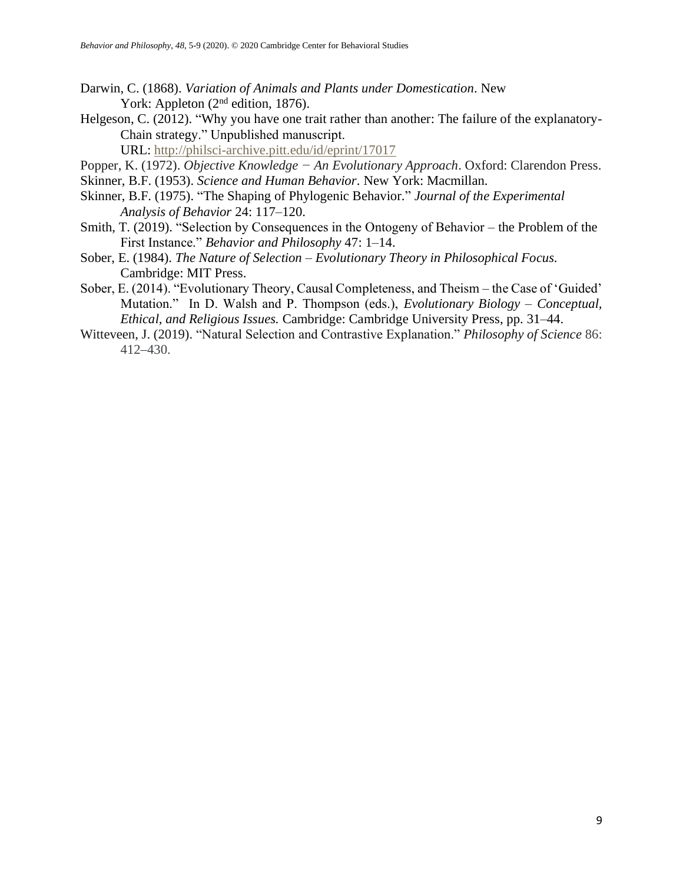Darwin, C. (1868). *Variation of Animals and Plants under Domestication*. New York: Appleton (2nd edition, 1876).

Helgeson, C. (2012). "Why you have one trait rather than another: The failure of the explanatory-Chain strategy." Unpublished manuscript. URL: http://philsci-archive.pitt.edu/id/eprint/17017

Popper, K. (1972). *Objective Knowledge − An Evolutionary Approach*. Oxford: Clarendon Press.

Skinner, B.F. (1953). *Science and Human Behavior*. New York: Macmillan.

Skinner, B.F. (1975). "The Shaping of Phylogenic Behavior." *Journal of the Experimental Analysis of Behavior* 24: 117–120.

Smith, T. (2019). "Selection by Consequences in the Ontogeny of Behavior – the Problem of the First Instance." *Behavior and Philosophy* 47: 1–14.

Sober, E. (1984). *The Nature of Selection – Evolutionary Theory in Philosophical Focus.* Cambridge: MIT Press.

Sober, E. (2014). "Evolutionary Theory, Causal Completeness, and Theism – the Case of 'Guided' Mutation." In D. Walsh and P. Thompson (eds.), *Evolutionary Biology – Conceptual, Ethical, and Religious Issues.* Cambridge: Cambridge University Press, pp. 31–44.

Witteveen, J. (2019). "Natural Selection and Contrastive Explanation." *Philosophy of Science* 86: 412–430.